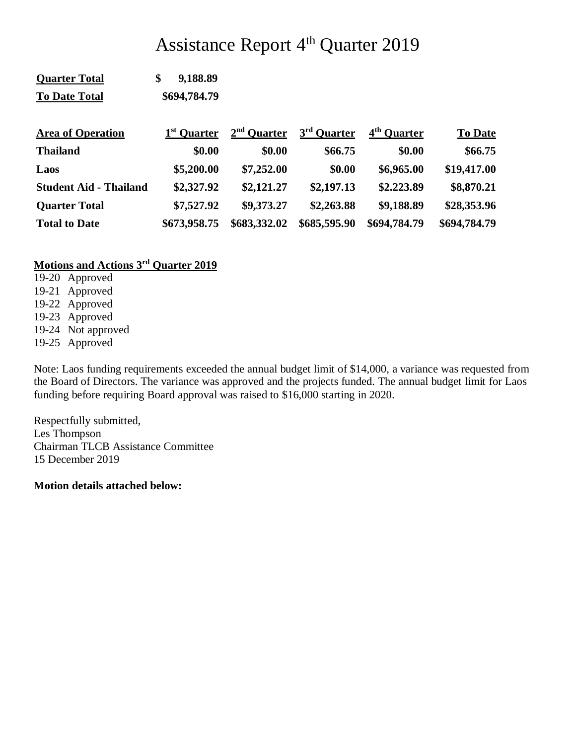# Assistance Report 4th Quarter 2019

| **Quarter Total** | **$ 9,188.89** |
|---|---|
| **To Date Total** | **$694,784.79** |

| **Area of Operation** | **1st Quarter** | **2nd Quarter** | **3rd Quarter** | **4th Quarter** | **To Date** |
|---|---|---|---|---|---|
| **Thailand** | **$0.00** | **$0.00** | **$66.75** | **$0.00** | **$66.75** |
| **Laos** | **$5,200.00** | **$7,252.00** | **$0.00** | **$6,965.00** | **$19,417.00** |
| **Student Aid - Thailand** | **$2,327.92** | **$2,121.27** | **$2,197.13** | **$2.223.89** | **$8,870.21** |
| **Quarter Total** | **$7,527.92** | **$9,373.27** | **$2,263.88** | **$9,188.89** | **$28,353.96** |
| **Total to Date** | **$673,958.75** | **$683,332.02** | **$685,595.90** | **$694,784.79** | **$694,784.79** |

**Motions and Actions 3rd Quarter 2019**

19-20 Approved
19-21 Approved
19-22 Approved
19-23 Approved
19-24 Not approved
19-25 Approved

Note: Laos funding requirements exceeded the annual budget limit of $14,000, a variance was requested from the Board of Directors. The variance was approved and the projects funded. The annual budget limit for Laos funding before requiring Board approval was raised to $16,000 starting in 2020.

Respectfully submitted,
Les Thompson
Chairman TLCB Assistance Committee
15 December 2019

**Motion details attached below:**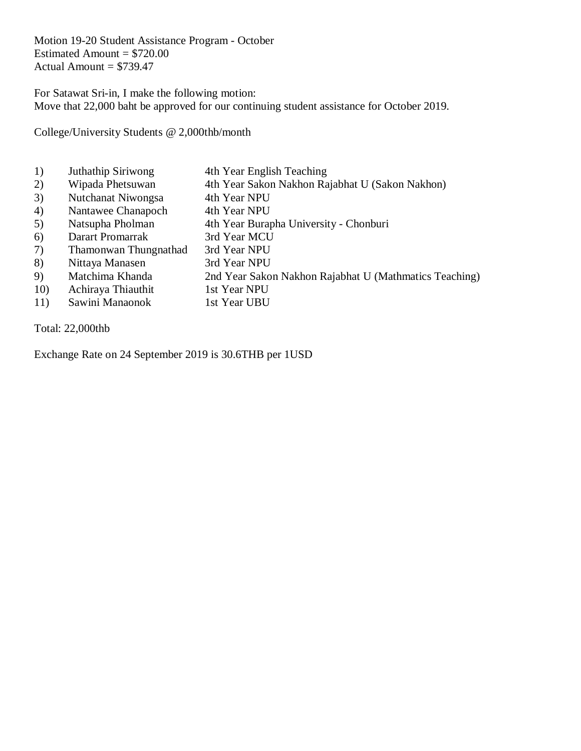Motion 19-20 Student Assistance Program - October
Estimated Amount = $720.00
Actual Amount = $739.47

For Satawat Sri-in, I make the following motion:
Move that 22,000 baht be approved for our continuing student assistance for October 2019.

College/University Students @ 2,000thb/month

| | | |
|---|---|---|
| 1) | Juthathip Siriwong | 4th Year English Teaching |
| 2) | Wipada Phetsuwan | 4th Year Sakon Nakhon Rajabhat U (Sakon Nakhon) |
| 3) | Nutchanat Niwongsa | 4th Year NPU |
| 4) | Nantawee Chanapoch | 4th Year NPU |
| 5) | Natsupha Pholman | 4th Year Burapha University - Chonburi |
| 6) | Darart Promarrak | 3rd Year MCU |
| 7) | Thamonwan Thungnathad | 3rd Year NPU |
| 8) | Nittaya Manasen | 3rd Year NPU |
| 9) | Matchima Khanda | 2nd Year Sakon Nakhon Rajabhat U (Mathmatics Teaching) |
| 10) | Achiraya Thiauthit | 1st Year NPU |
| 11) | Sawini Manaonok | 1st Year UBU |

Total: 22,000thb

Exchange Rate on 24 September 2019 is 30.6THB per 1USD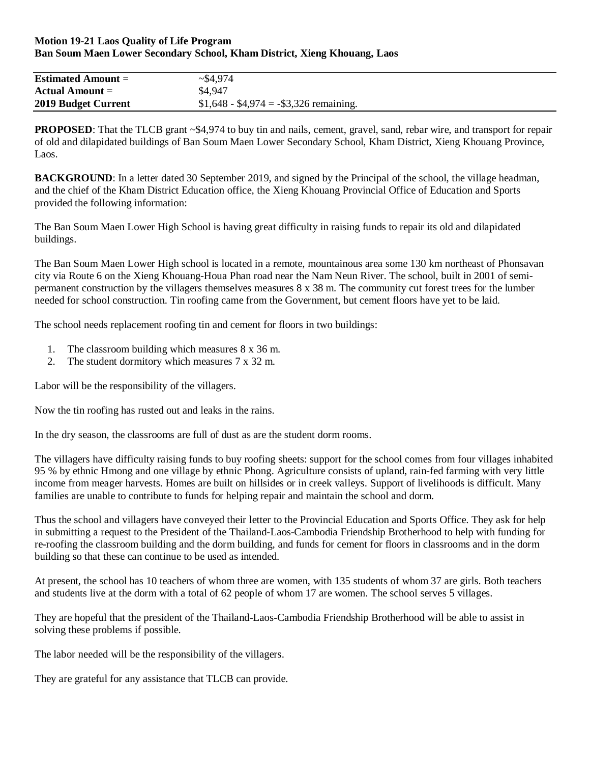**Motion 19-21 Laos Quality of Life Program**
**Ban Soum Maen Lower Secondary School, Kham District, Xieng Khouang, Laos**

| | |
|---|---|
| **Estimated Amount** = | ~$4,974 |
| **Actual Amount** = | $4,947 |
| **2019 Budget Current** | $1,648 - $4,974 = -$3,326 remaining. |

**PROPOSED**: That the TLCB grant ~$4,974 to buy tin and nails, cement, gravel, sand, rebar wire, and transport for repair of old and dilapidated buildings of Ban Soum Maen Lower Secondary School, Kham District, Xieng Khouang Province, Laos.

**BACKGROUND**: In a letter dated 30 September 2019, and signed by the Principal of the school, the village headman, and the chief of the Kham District Education office, the Xieng Khouang Provincial Office of Education and Sports provided the following information:

The Ban Soum Maen Lower High School is having great difficulty in raising funds to repair its old and dilapidated buildings.

The Ban Soum Maen Lower High school is located in a remote, mountainous area some 130 km northeast of Phonsavan city via Route 6 on the Xieng Khouang-Houa Phan road near the Nam Neun River. The school, built in 2001 of semi-permanent construction by the villagers themselves measures 8 x 38 m. The community cut forest trees for the lumber needed for school construction. Tin roofing came from the Government, but cement floors have yet to be laid.

The school needs replacement roofing tin and cement for floors in two buildings:

1. The classroom building which measures 8 x 36 m.
2. The student dormitory which measures 7 x 32 m.

Labor will be the responsibility of the villagers.

Now the tin roofing has rusted out and leaks in the rains.

In the dry season, the classrooms are full of dust as are the student dorm rooms.

The villagers have difficulty raising funds to buy roofing sheets: support for the school comes from four villages inhabited 95 % by ethnic Hmong and one village by ethnic Phong. Agriculture consists of upland, rain-fed farming with very little income from meager harvests. Homes are built on hillsides or in creek valleys. Support of livelihoods is difficult. Many families are unable to contribute to funds for helping repair and maintain the school and dorm.

Thus the school and villagers have conveyed their letter to the Provincial Education and Sports Office. They ask for help in submitting a request to the President of the Thailand-Laos-Cambodia Friendship Brotherhood to help with funding for re-roofing the classroom building and the dorm building, and funds for cement for floors in classrooms and in the dorm building so that these can continue to be used as intended.

At present, the school has 10 teachers of whom three are women, with 135 students of whom 37 are girls. Both teachers and students live at the dorm with a total of 62 people of whom 17 are women. The school serves 5 villages.

They are hopeful that the president of the Thailand-Laos-Cambodia Friendship Brotherhood will be able to assist in solving these problems if possible.

The labor needed will be the responsibility of the villagers.

They are grateful for any assistance that TLCB can provide.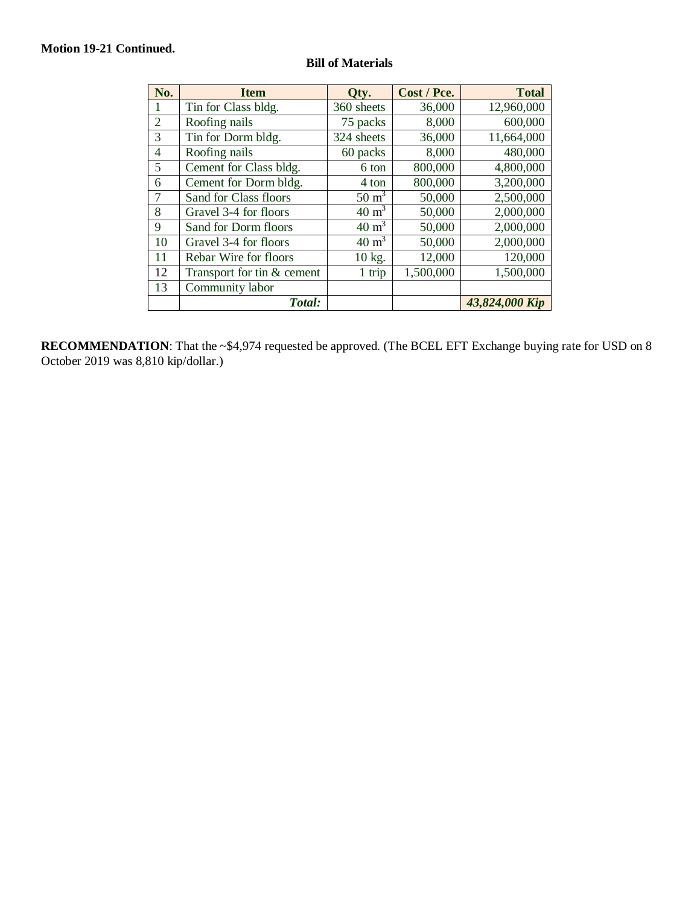**Motion 19-21 Continued.**

**Bill of Materials**

| No. | Item | Qty. | Cost / Pce. | Total |
|---|---|---|---|---|
| 1 | Tin for Class bldg. | 360 sheets | 36,000 | 12,960,000 |
| 2 | Roofing nails | 75 packs | 8,000 | 600,000 |
| 3 | Tin for Dorm bldg. | 324 sheets | 36,000 | 11,664,000 |
| 4 | Roofing nails | 60 packs | 8,000 | 480,000 |
| 5 | Cement for Class bldg. | 6 ton | 800,000 | 4,800,000 |
| 6 | Cement for Dorm bldg. | 4 ton | 800,000 | 3,200,000 |
| 7 | Sand for Class floors | 50 $m^3$ | 50,000 | 2,500,000 |
| 8 | Gravel 3-4 for floors | 40 $m^3$ | 50,000 | 2,000,000 |
| 9 | Sand for Dorm floors | 40 $m^3$ | 50,000 | 2,000,000 |
| 10 | Gravel 3-4 for floors | 40 $m^3$ | 50,000 | 2,000,000 |
| 11 | Rebar Wire for floors | 10 kg. | 12,000 | 120,000 |
| 12 | Transport for tin & cement | 1 trip | 1,500,000 | 1,500,000 |
| 13 | Community labor | | | |
| | ***Total:*** | | | ***43,824,000 Kip*** |

**RECOMMENDATION**: That the ~$4,974 requested be approved. (The BCEL EFT Exchange buying rate for USD on 8 October 2019 was 8,810 kip/dollar.)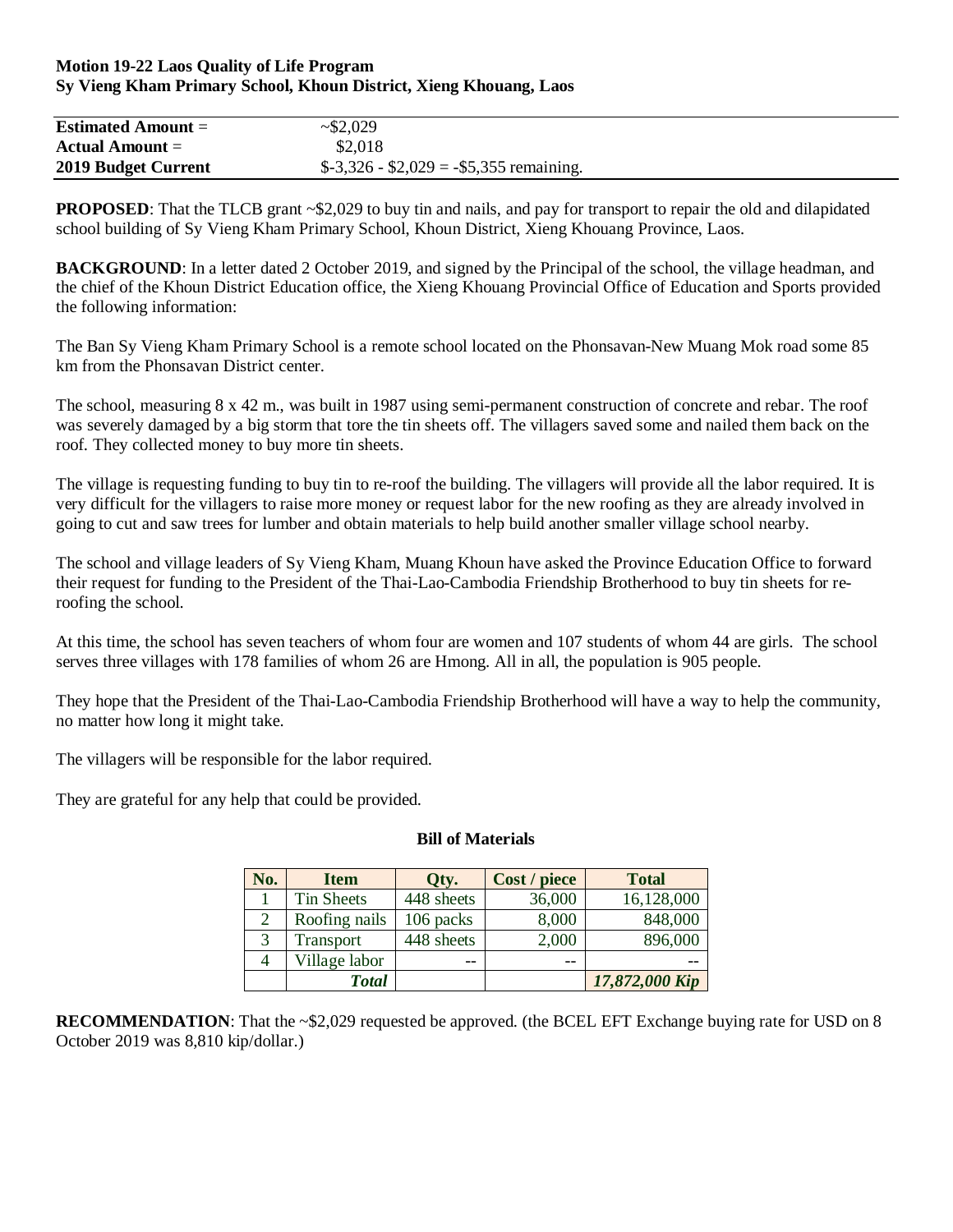**Motion 19-22 Laos Quality of Life Program**
**Sy Vieng Kham Primary School, Khoun District, Xieng Khouang, Laos**

| | |
|---|---|
| **Estimated Amount** = | ~$2,029 |
| **Actual Amount** = | $2,018 |
| **2019 Budget Current** | $-3,326 - $2,029 = -$5,355 remaining. |

**PROPOSED**: That the TLCB grant ~$2,029 to buy tin and nails, and pay for transport to repair the old and dilapidated school building of Sy Vieng Kham Primary School, Khoun District, Xieng Khouang Province, Laos.

**BACKGROUND**: In a letter dated 2 October 2019, and signed by the Principal of the school, the village headman, and the chief of the Khoun District Education office, the Xieng Khouang Provincial Office of Education and Sports provided the following information:

The Ban Sy Vieng Kham Primary School is a remote school located on the Phonsavan-New Muang Mok road some 85 km from the Phonsavan District center.

The school, measuring 8 x 42 m., was built in 1987 using semi-permanent construction of concrete and rebar. The roof was severely damaged by a big storm that tore the tin sheets off. The villagers saved some and nailed them back on the roof. They collected money to buy more tin sheets.

The village is requesting funding to buy tin to re-roof the building. The villagers will provide all the labor required. It is very difficult for the villagers to raise more money or request labor for the new roofing as they are already involved in going to cut and saw trees for lumber and obtain materials to help build another smaller village school nearby.

The school and village leaders of Sy Vieng Kham, Muang Khoun have asked the Province Education Office to forward their request for funding to the President of the Thai-Lao-Cambodia Friendship Brotherhood to buy tin sheets for re-roofing the school.

At this time, the school has seven teachers of whom four are women and 107 students of whom 44 are girls. The school serves three villages with 178 families of whom 26 are Hmong. All in all, the population is 905 people.

They hope that the President of the Thai-Lao-Cambodia Friendship Brotherhood will have a way to help the community, no matter how long it might take.

The villagers will be responsible for the labor required.

They are grateful for any help that could be provided.

**Bill of Materials**

| No. | Item | Qty. | Cost / piece | Total |
|---|---|---|---|---|
| 1 | Tin Sheets | 448 sheets | 36,000 | 16,128,000 |
| 2 | Roofing nails | 106 packs | 8,000 | 848,000 |
| 3 | Transport | 448 sheets | 2,000 | 896,000 |
| 4 | Village labor | -- | -- | -- |
| | ***Total*** | | | ***17,872,000 Kip*** |

**RECOMMENDATION**: That the ~$2,029 requested be approved. (the BCEL EFT Exchange buying rate for USD on 8 October 2019 was 8,810 kip/dollar.)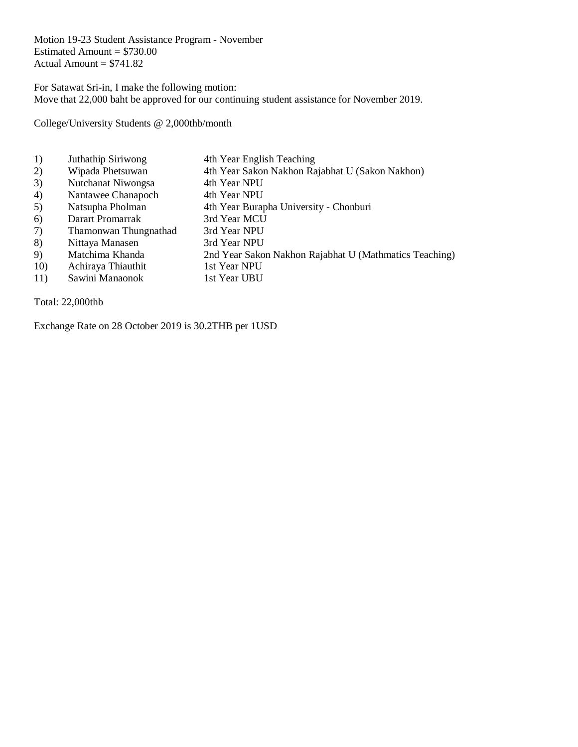Motion 19-23 Student Assistance Program - November
Estimated Amount = $730.00
Actual Amount = $741.82

For Satawat Sri-in, I make the following motion:
Move that 22,000 baht be approved for our continuing student assistance for November 2019.

College/University Students @ 2,000thb/month

| | | |
|---|---|---|
| 1) | Juthathip Siriwong | 4th Year English Teaching |
| 2) | Wipada Phetsuwan | 4th Year Sakon Nakhon Rajabhat U (Sakon Nakhon) |
| 3) | Nutchanat Niwongsa | 4th Year NPU |
| 4) | Nantawee Chanapoch | 4th Year NPU |
| 5) | Natsupha Pholman | 4th Year Burapha University - Chonburi |
| 6) | Darart Promarrak | 3rd Year MCU |
| 7) | Thamonwan Thungnathad | 3rd Year NPU |
| 8) | Nittaya Manasen | 3rd Year NPU |
| 9) | Matchima Khanda | 2nd Year Sakon Nakhon Rajabhat U (Mathmatics Teaching) |
| 10) | Achiraya Thiauthit | 1st Year NPU |
| 11) | Sawini Manaonok | 1st Year UBU |

Total: 22,000thb

Exchange Rate on 28 October 2019 is 30.2THB per 1USD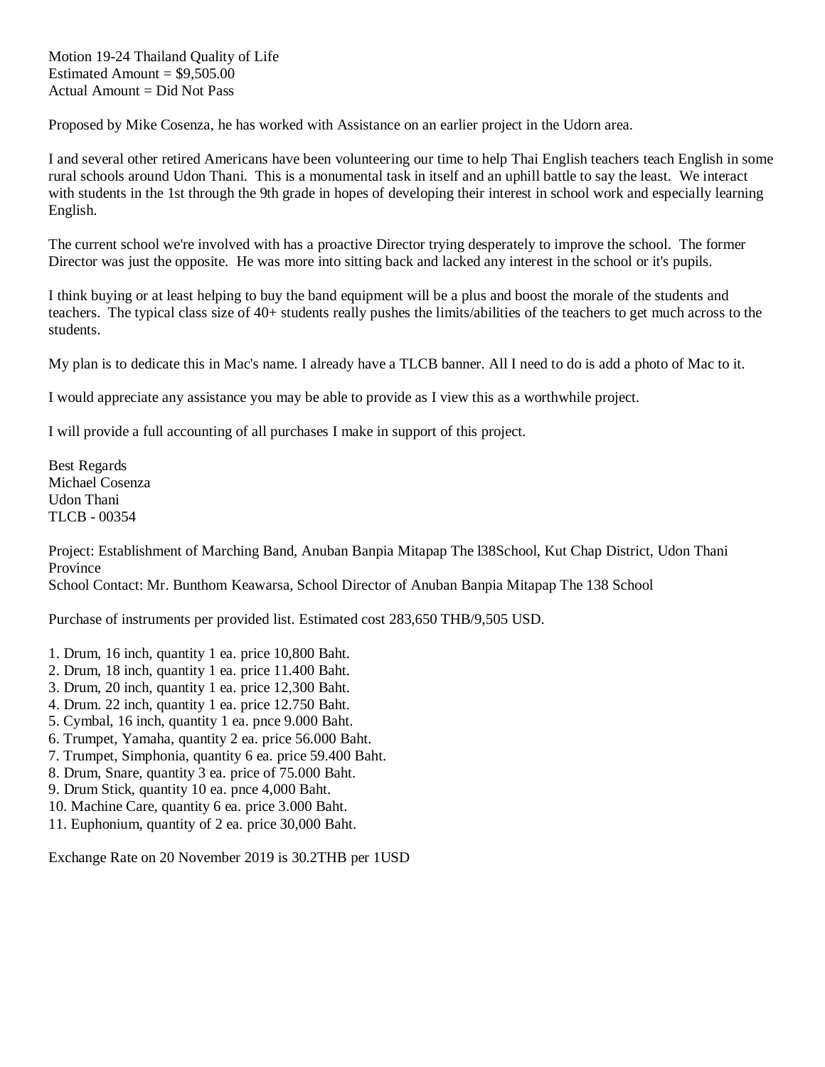Motion 19-24 Thailand Quality of Life
Estimated Amount = $9,505.00
Actual Amount = Did Not Pass

Proposed by Mike Cosenza, he has worked with Assistance on an earlier project in the Udorn area.

I and several other retired Americans have been volunteering our time to help Thai English teachers teach English in some rural schools around Udon Thani. This is a monumental task in itself and an uphill battle to say the least. We interact with students in the 1st through the 9th grade in hopes of developing their interest in school work and especially learning English.

The current school we're involved with has a proactive Director trying desperately to improve the school. The former Director was just the opposite. He was more into sitting back and lacked any interest in the school or it's pupils.

I think buying or at least helping to buy the band equipment will be a plus and boost the morale of the students and teachers. The typical class size of 40+ students really pushes the limits/abilities of the teachers to get much across to the students.

My plan is to dedicate this in Mac's name. I already have a TLCB banner. All I need to do is add a photo of Mac to it.

I would appreciate any assistance you may be able to provide as I view this as a worthwhile project.

I will provide a full accounting of all purchases I make in support of this project.

Best Regards
Michael Cosenza
Udon Thani
TLCB - 00354

Project: Establishment of Marching Band, Anuban Banpia Mitapap The l38School, Kut Chap District, Udon Thani Province
School Contact: Mr. Bunthom Keawarsa, School Director of Anuban Banpia Mitapap The 138 School

Purchase of instruments per provided list. Estimated cost 283,650 THB/9,505 USD.

1. Drum, 16 inch, quantity 1 ea. price 10,800 Baht.
2. Drum, 18 inch, quantity 1 ea. price 11.400 Baht.
3. Drum, 20 inch, quantity 1 ea. price 12,300 Baht.
4. Drum. 22 inch, quantity 1 ea. price 12.750 Baht.
5. Cymbal, 16 inch, quantity 1 ea. pnce 9.000 Baht.
6. Trumpet, Yamaha, quantity 2 ea. price 56.000 Baht.
7. Trumpet, Simphonia, quantity 6 ea. price 59.400 Baht.
8. Drum, Snare, quantity 3 ea. price of 75.000 Baht.
9. Drum Stick, quantity 10 ea. pnce 4,000 Baht.
10. Machine Care, quantity 6 ea. price 3.000 Baht.
11. Euphonium, quantity of 2 ea. price 30,000 Baht.

Exchange Rate on 20 November 2019 is 30.2THB per 1USD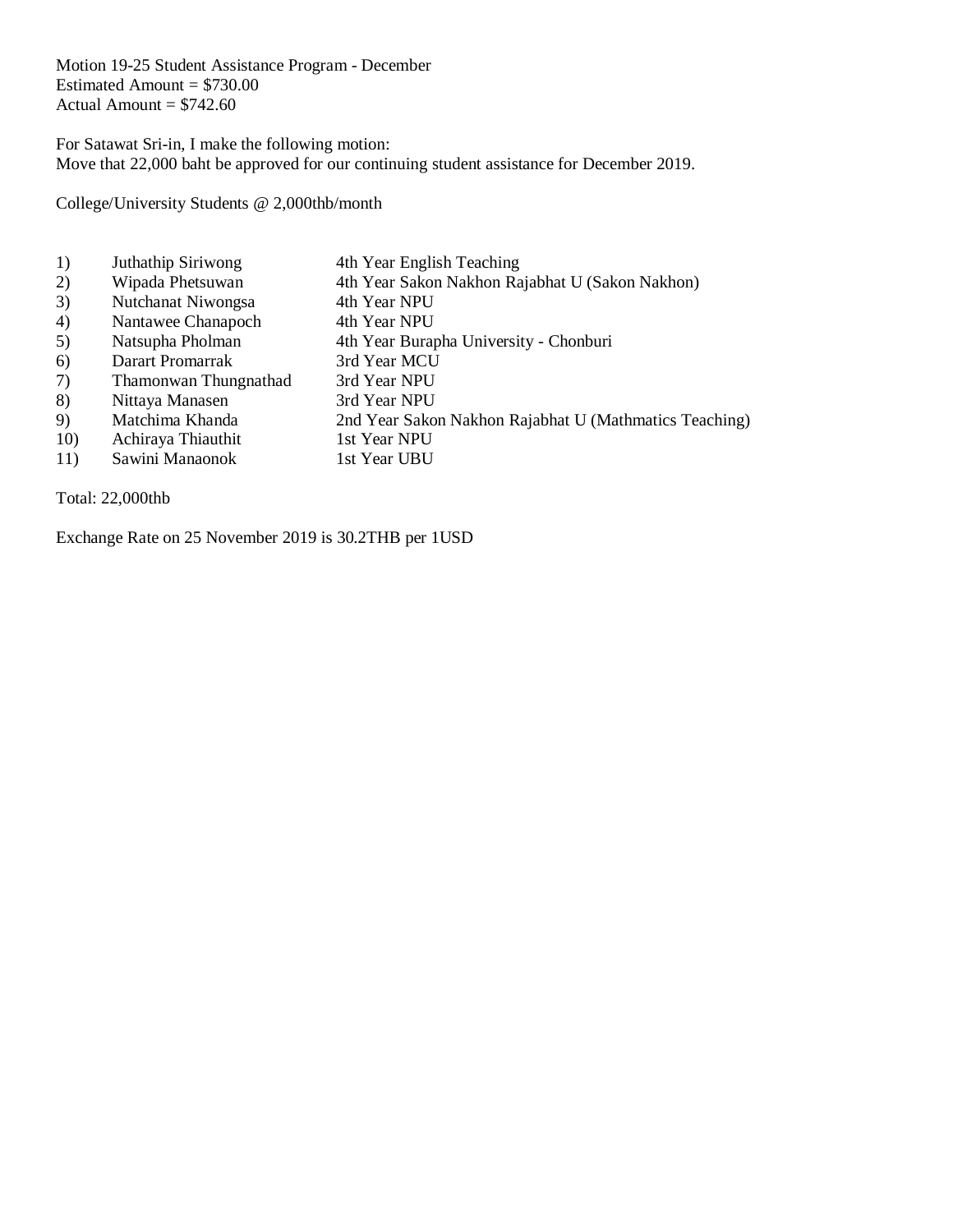Motion 19-25 Student Assistance Program - December
Estimated Amount = $730.00
Actual Amount = $742.60

For Satawat Sri-in, I make the following motion:
Move that 22,000 baht be approved for our continuing student assistance for December 2019.

College/University Students @ 2,000thb/month

| | | |
|---|---|---|
| 1) | Juthathip Siriwong | 4th Year English Teaching |
| 2) | Wipada Phetsuwan | 4th Year Sakon Nakhon Rajabhat U (Sakon Nakhon) |
| 3) | Nutchanat Niwongsa | 4th Year NPU |
| 4) | Nantawee Chanapoch | 4th Year NPU |
| 5) | Natsupha Pholman | 4th Year Burapha University - Chonburi |
| 6) | Darart Promarrak | 3rd Year MCU |
| 7) | Thamonwan Thungnathad | 3rd Year NPU |
| 8) | Nittaya Manasen | 3rd Year NPU |
| 9) | Matchima Khanda | 2nd Year Sakon Nakhon Rajabhat U (Mathmatics Teaching) |
| 10) | Achiraya Thiauthit | 1st Year NPU |
| 11) | Sawini Manaonok | 1st Year UBU |

Total: 22,000thb

Exchange Rate on 25 November 2019 is 30.2THB per 1USD